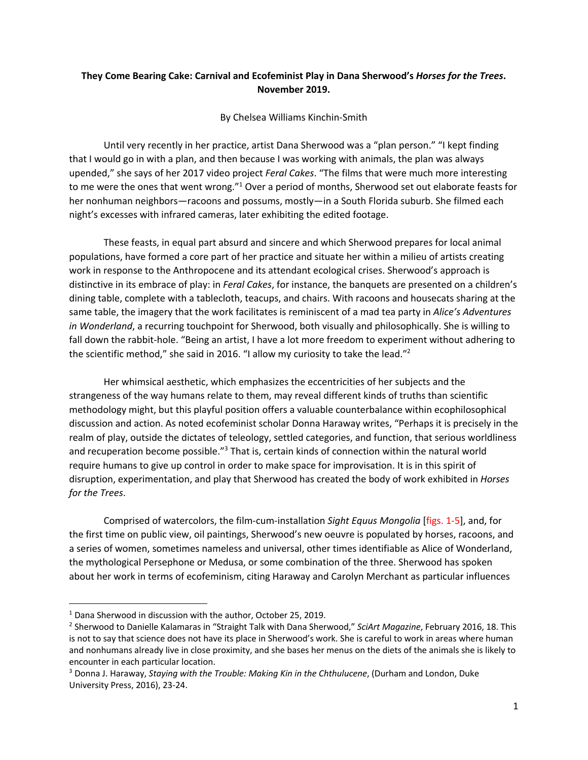**They Come Bearing Cake: Carnival and Ecofeminist Play in Dana Sherwood's *Horses for the Trees*. November 2019.**

By Chelsea Williams Kinchin-Smith

Until very recently in her practice, artist Dana Sherwood was a "plan person." "I kept finding that I would go in with a plan, and then because I was working with animals, the plan was always upended," she says of her 2017 video project *Feral Cakes*. "The films that were much more interesting to me were the ones that went wrong."[1] Over a period of months, Sherwood set out elaborate feasts for her nonhuman neighbors—racoons and possums, mostly—in a South Florida suburb. She filmed each night's excesses with infrared cameras, later exhibiting the edited footage.

These feasts, in equal part absurd and sincere and which Sherwood prepares for local animal populations, have formed a core part of her practice and situate her within a milieu of artists creating work in response to the Anthropocene and its attendant ecological crises. Sherwood's approach is distinctive in its embrace of play: in *Feral Cakes*, for instance, the banquets are presented on a children's dining table, complete with a tablecloth, teacups, and chairs. With racoons and housecats sharing at the same table, the imagery that the work facilitates is reminiscent of a mad tea party in *Alice's Adventures in Wonderland*, a recurring touchpoint for Sherwood, both visually and philosophically. She is willing to fall down the rabbit-hole. "Being an artist, I have a lot more freedom to experiment without adhering to the scientific method," she said in 2016. "I allow my curiosity to take the lead."[2]

Her whimsical aesthetic, which emphasizes the eccentricities of her subjects and the strangeness of the way humans relate to them, may reveal different kinds of truths than scientific methodology might, but this playful position offers a valuable counterbalance within ecophilosophical discussion and action. As noted ecofeminist scholar Donna Haraway writes, "Perhaps it is precisely in the realm of play, outside the dictates of teleology, settled categories, and function, that serious worldliness and recuperation become possible."[3] That is, certain kinds of connection within the natural world require humans to give up control in order to make space for improvisation. It is in this spirit of disruption, experimentation, and play that Sherwood has created the body of work exhibited in *Horses for the Trees*.

Comprised of watercolors, the film-cum-installation *Sight Equus Mongolia* [figs. 1-5], and, for the first time on public view, oil paintings, Sherwood's new oeuvre is populated by horses, racoons, and a series of women, sometimes nameless and universal, other times identifiable as Alice of Wonderland, the mythological Persephone or Medusa, or some combination of the three. Sherwood has spoken about her work in terms of ecofeminism, citing Haraway and Carolyn Merchant as particular influences

---

[1] Dana Sherwood in discussion with the author, October 25, 2019.

[2] Sherwood to Danielle Kalamaras in "Straight Talk with Dana Sherwood," *SciArt Magazine*, February 2016, 18. This is not to say that science does not have its place in Sherwood's work. She is careful to work in areas where human and nonhumans already live in close proximity, and she bases her menus on the diets of the animals she is likely to encounter in each particular location.

[3] Donna J. Haraway, *Staying with the Trouble: Making Kin in the Chthulucene*, (Durham and London, Duke University Press, 2016), 23-24.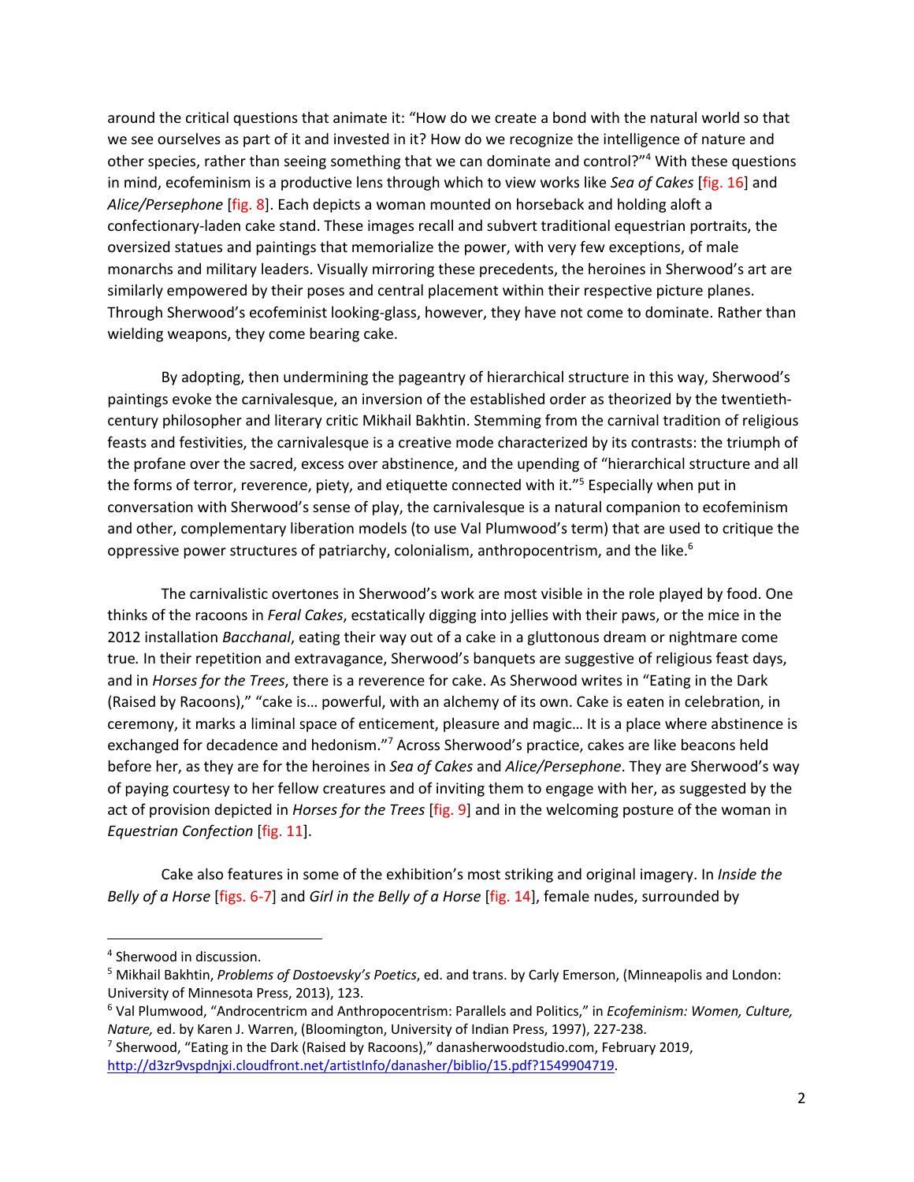around the critical questions that animate it: "How do we create a bond with the natural world so that we see ourselves as part of it and invested in it? How do we recognize the intelligence of nature and other species, rather than seeing something that we can dominate and control?"[4] With these questions in mind, ecofeminism is a productive lens through which to view works like *Sea of Cakes* [fig. 16] and *Alice/Persephone* [fig. 8]. Each depicts a woman mounted on horseback and holding aloft a confectionary-laden cake stand. These images recall and subvert traditional equestrian portraits, the oversized statues and paintings that memorialize the power, with very few exceptions, of male monarchs and military leaders. Visually mirroring these precedents, the heroines in Sherwood's art are similarly empowered by their poses and central placement within their respective picture planes. Through Sherwood's ecofeminist looking-glass, however, they have not come to dominate. Rather than wielding weapons, they come bearing cake.

By adopting, then undermining the pageantry of hierarchical structure in this way, Sherwood's paintings evoke the carnivalesque, an inversion of the established order as theorized by the twentieth-century philosopher and literary critic Mikhail Bakhtin. Stemming from the carnival tradition of religious feasts and festivities, the carnivalesque is a creative mode characterized by its contrasts: the triumph of the profane over the sacred, excess over abstinence, and the upending of "hierarchical structure and all the forms of terror, reverence, piety, and etiquette connected with it."[5] Especially when put in conversation with Sherwood's sense of play, the carnivalesque is a natural companion to ecofeminism and other, complementary liberation models (to use Val Plumwood's term) that are used to critique the oppressive power structures of patriarchy, colonialism, anthropocentrism, and the like.[6]

The carnivalistic overtones in Sherwood's work are most visible in the role played by food. One thinks of the racoons in *Feral Cakes*, ecstatically digging into jellies with their paws, or the mice in the 2012 installation *Bacchanal*, eating their way out of a cake in a gluttonous dream or nightmare come true. In their repetition and extravagance, Sherwood's banquets are suggestive of religious feast days, and in *Horses for the Trees*, there is a reverence for cake. As Sherwood writes in "Eating in the Dark (Raised by Racoons)," "cake is… powerful, with an alchemy of its own. Cake is eaten in celebration, in ceremony, it marks a liminal space of enticement, pleasure and magic… It is a place where abstinence is exchanged for decadence and hedonism."[7] Across Sherwood's practice, cakes are like beacons held before her, as they are for the heroines in *Sea of Cakes* and *Alice/Persephone*. They are Sherwood's way of paying courtesy to her fellow creatures and of inviting them to engage with her, as suggested by the act of provision depicted in *Horses for the Trees* [fig. 9] and in the welcoming posture of the woman in *Equestrian Confection* [fig. 11].

Cake also features in some of the exhibition's most striking and original imagery. In *Inside the Belly of a Horse* [figs. 6-7] and *Girl in the Belly of a Horse* [fig. 14], female nudes, surrounded by

---

[4] Sherwood in discussion.

[5] Mikhail Bakhtin, *Problems of Dostoevsky's Poetics*, ed. and trans. by Carly Emerson, (Minneapolis and London: University of Minnesota Press, 2013), 123.

[6] Val Plumwood, "Androcentricm and Anthropocentrism: Parallels and Politics," in *Ecofeminism: Women, Culture, Nature,* ed. by Karen J. Warren, (Bloomington, University of Indian Press, 1997), 227-238.

[7] Sherwood, "Eating in the Dark (Raised by Racoons)," danasherwoodstudio.com, February 2019, http://d3zr9vspdnjxi.cloudfront.net/artistInfo/danasher/biblio/15.pdf?1549904719.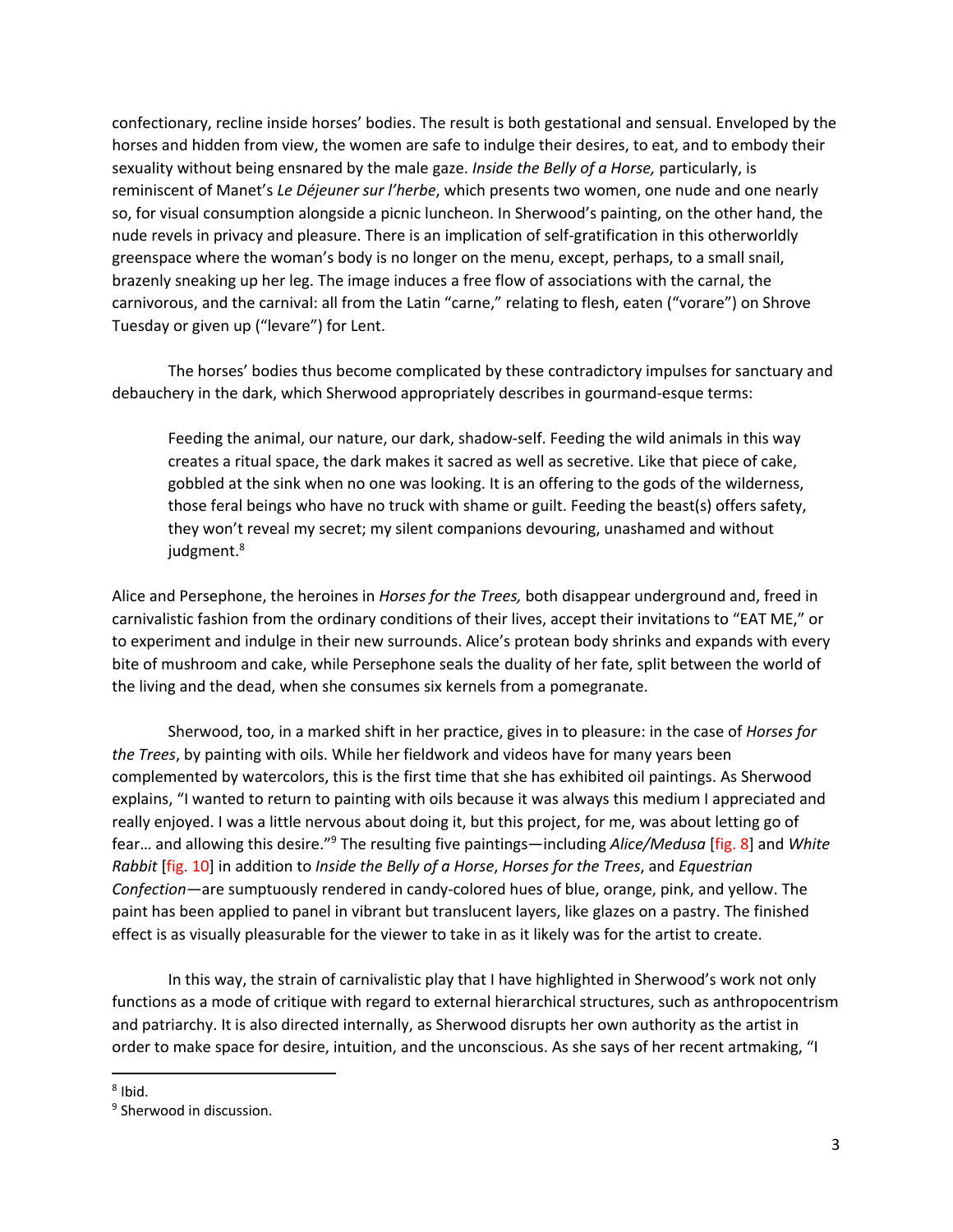confectionary, recline inside horses' bodies. The result is both gestational and sensual. Enveloped by the horses and hidden from view, the women are safe to indulge their desires, to eat, and to embody their sexuality without being ensnared by the male gaze. *Inside the Belly of a Horse,* particularly, is reminiscent of Manet's *Le Déjeuner sur l'herbe*, which presents two women, one nude and one nearly so, for visual consumption alongside a picnic luncheon. In Sherwood's painting, on the other hand, the nude revels in privacy and pleasure. There is an implication of self-gratification in this otherworldly greenspace where the woman's body is no longer on the menu, except, perhaps, to a small snail, brazenly sneaking up her leg. The image induces a free flow of associations with the carnal, the carnivorous, and the carnival: all from the Latin "carne," relating to flesh, eaten ("vorare") on Shrove Tuesday or given up ("levare") for Lent.

The horses' bodies thus become complicated by these contradictory impulses for sanctuary and debauchery in the dark, which Sherwood appropriately describes in gourmand-esque terms:

> Feeding the animal, our nature, our dark, shadow-self. Feeding the wild animals in this way creates a ritual space, the dark makes it sacred as well as secretive. Like that piece of cake, gobbled at the sink when no one was looking. It is an offering to the gods of the wilderness, those feral beings who have no truck with shame or guilt. Feeding the beast(s) offers safety, they won't reveal my secret; my silent companions devouring, unashamed and without judgment.[8]

Alice and Persephone, the heroines in *Horses for the Trees,* both disappear underground and, freed in carnivalistic fashion from the ordinary conditions of their lives, accept their invitations to "EAT ME," or to experiment and indulge in their new surrounds. Alice's protean body shrinks and expands with every bite of mushroom and cake, while Persephone seals the duality of her fate, split between the world of the living and the dead, when she consumes six kernels from a pomegranate.

Sherwood, too, in a marked shift in her practice, gives in to pleasure: in the case of *Horses for the Trees*, by painting with oils. While her fieldwork and videos have for many years been complemented by watercolors, this is the first time that she has exhibited oil paintings. As Sherwood explains, "I wanted to return to painting with oils because it was always this medium I appreciated and really enjoyed. I was a little nervous about doing it, but this project, for me, was about letting go of fear… and allowing this desire."[9] The resulting five paintings—including *Alice/Medusa* [fig. 8] and *White Rabbit* [fig. 10] in addition to *Inside the Belly of a Horse*, *Horses for the Trees*, and *Equestrian Confection*—are sumptuously rendered in candy-colored hues of blue, orange, pink, and yellow. The paint has been applied to panel in vibrant but translucent layers, like glazes on a pastry. The finished effect is as visually pleasurable for the viewer to take in as it likely was for the artist to create.

In this way, the strain of carnivalistic play that I have highlighted in Sherwood's work not only functions as a mode of critique with regard to external hierarchical structures, such as anthropocentrism and patriarchy. It is also directed internally, as Sherwood disrupts her own authority as the artist in order to make space for desire, intuition, and the unconscious. As she says of her recent artmaking, "I

---

[8] Ibid.

[9] Sherwood in discussion.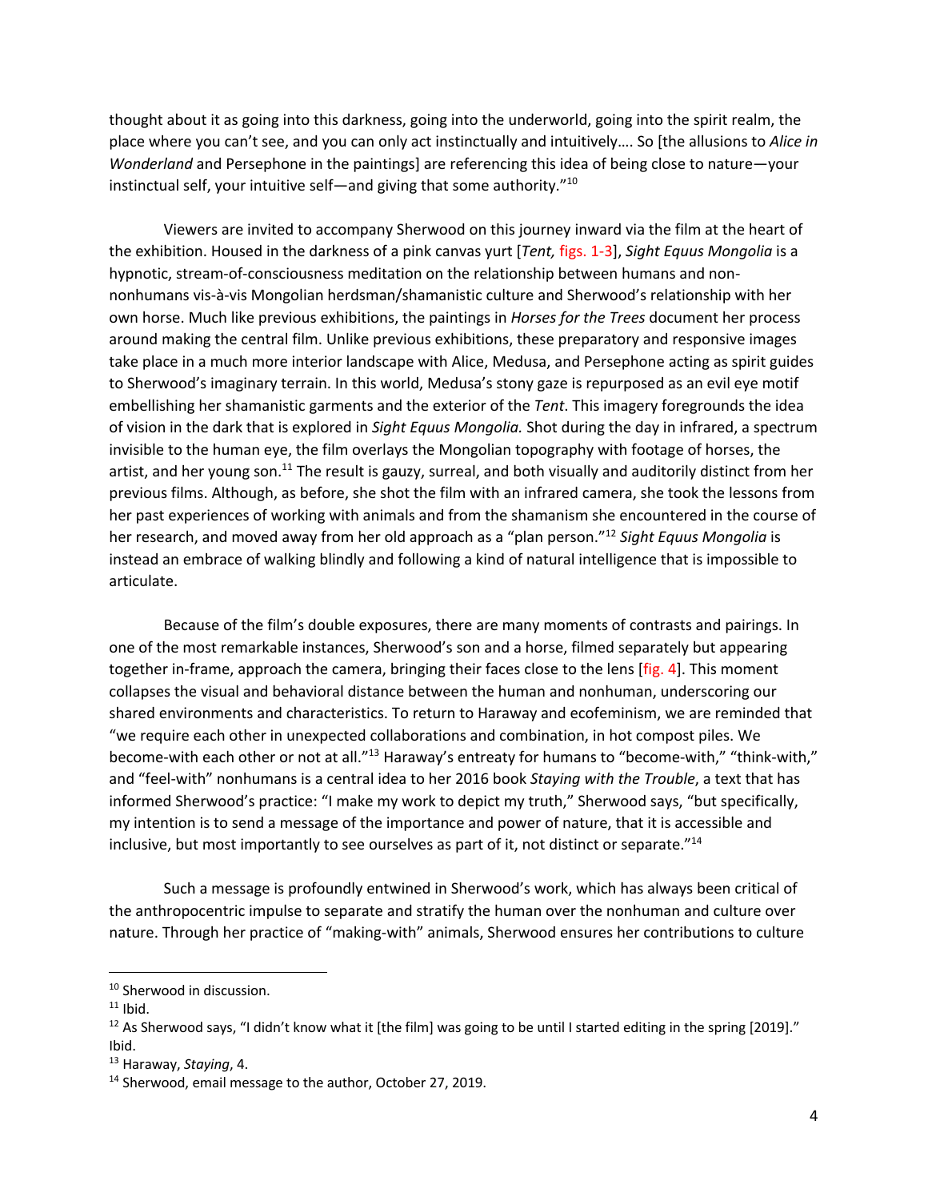thought about it as going into this darkness, going into the underworld, going into the spirit realm, the place where you can't see, and you can only act instinctually and intuitively…. So [the allusions to *Alice in Wonderland* and Persephone in the paintings] are referencing this idea of being close to nature—your instinctual self, your intuitive self—and giving that some authority."[10]

Viewers are invited to accompany Sherwood on this journey inward via the film at the heart of the exhibition. Housed in the darkness of a pink canvas yurt [*Tent,* figs. 1-3], *Sight Equus Mongolia* is a hypnotic, stream-of-consciousness meditation on the relationship between humans and non-nonhumans vis-à-vis Mongolian herdsman/shamanistic culture and Sherwood's relationship with her own horse. Much like previous exhibitions, the paintings in *Horses for the Trees* document her process around making the central film. Unlike previous exhibitions, these preparatory and responsive images take place in a much more interior landscape with Alice, Medusa, and Persephone acting as spirit guides to Sherwood's imaginary terrain. In this world, Medusa's stony gaze is repurposed as an evil eye motif embellishing her shamanistic garments and the exterior of the *Tent*. This imagery foregrounds the idea of vision in the dark that is explored in *Sight Equus Mongolia.* Shot during the day in infrared, a spectrum invisible to the human eye, the film overlays the Mongolian topography with footage of horses, the artist, and her young son.[11] The result is gauzy, surreal, and both visually and auditorily distinct from her previous films. Although, as before, she shot the film with an infrared camera, she took the lessons from her past experiences of working with animals and from the shamanism she encountered in the course of her research, and moved away from her old approach as a "plan person."[12] *Sight Equus Mongolia* is instead an embrace of walking blindly and following a kind of natural intelligence that is impossible to articulate.

Because of the film's double exposures, there are many moments of contrasts and pairings. In one of the most remarkable instances, Sherwood's son and a horse, filmed separately but appearing together in-frame, approach the camera, bringing their faces close to the lens [fig. 4]. This moment collapses the visual and behavioral distance between the human and nonhuman, underscoring our shared environments and characteristics. To return to Haraway and ecofeminism, we are reminded that "we require each other in unexpected collaborations and combination, in hot compost piles. We become-with each other or not at all."[13] Haraway's entreaty for humans to "become-with," "think-with," and "feel-with" nonhumans is a central idea to her 2016 book *Staying with the Trouble*, a text that has informed Sherwood's practice: "I make my work to depict my truth," Sherwood says, "but specifically, my intention is to send a message of the importance and power of nature, that it is accessible and inclusive, but most importantly to see ourselves as part of it, not distinct or separate."[14]

Such a message is profoundly entwined in Sherwood's work, which has always been critical of the anthropocentric impulse to separate and stratify the human over the nonhuman and culture over nature. Through her practice of "making-with" animals, Sherwood ensures her contributions to culture

---

[10] Sherwood in discussion.

[11] Ibid.

[12] As Sherwood says, "I didn't know what it [the film] was going to be until I started editing in the spring [2019]." Ibid.

[13] Haraway, *Staying*, 4.

[14] Sherwood, email message to the author, October 27, 2019.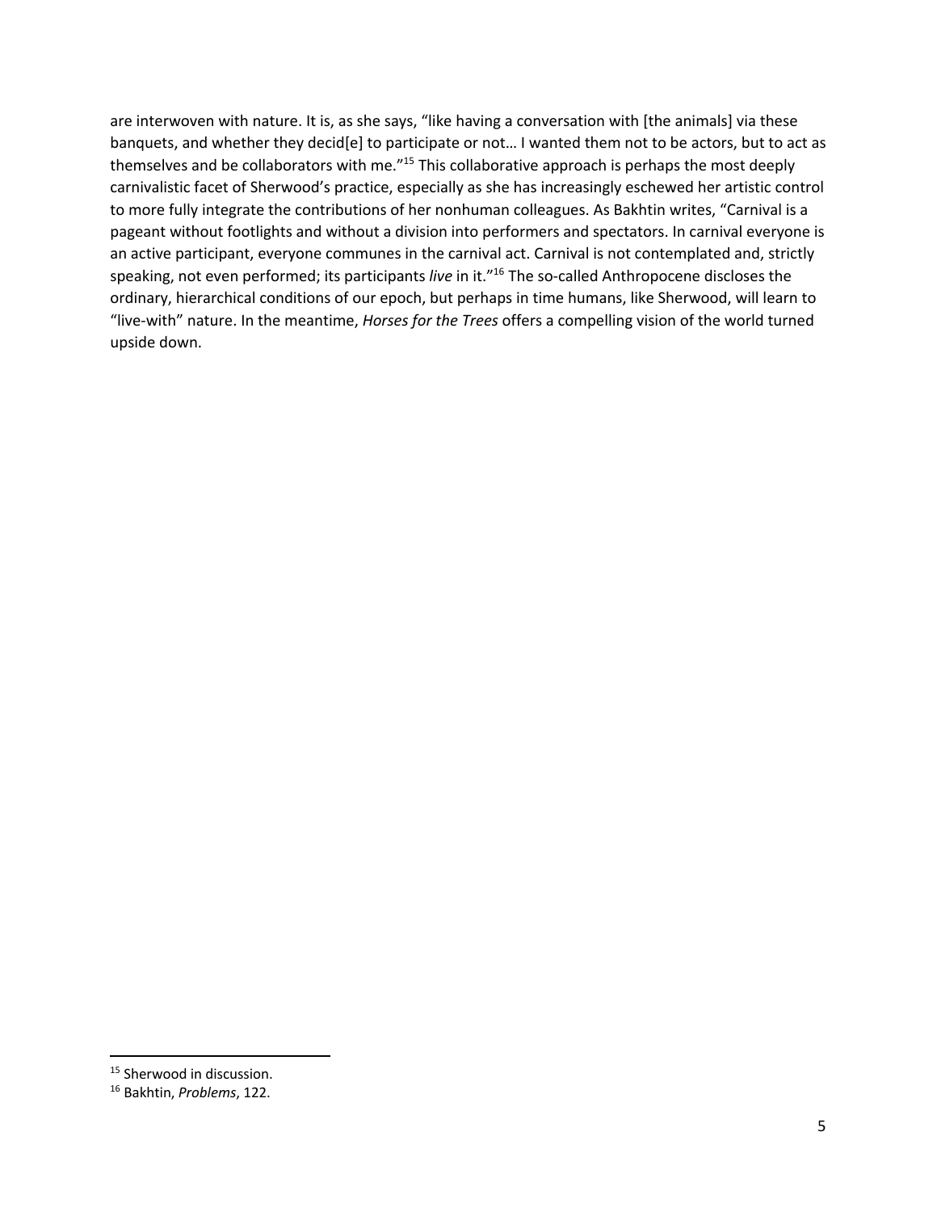are interwoven with nature. It is, as she says, "like having a conversation with [the animals] via these banquets, and whether they decid[e] to participate or not… I wanted them not to be actors, but to act as themselves and be collaborators with me."[15] This collaborative approach is perhaps the most deeply carnivalistic facet of Sherwood's practice, especially as she has increasingly eschewed her artistic control to more fully integrate the contributions of her nonhuman colleagues. As Bakhtin writes, "Carnival is a pageant without footlights and without a division into performers and spectators. In carnival everyone is an active participant, everyone communes in the carnival act. Carnival is not contemplated and, strictly speaking, not even performed; its participants *live* in it."[16] The so-called Anthropocene discloses the ordinary, hierarchical conditions of our epoch, but perhaps in time humans, like Sherwood, will learn to "live-with" nature. In the meantime, *Horses for the Trees* offers a compelling vision of the world turned upside down.

---

[15] Sherwood in discussion.

[16] Bakhtin, *Problems*, 122.